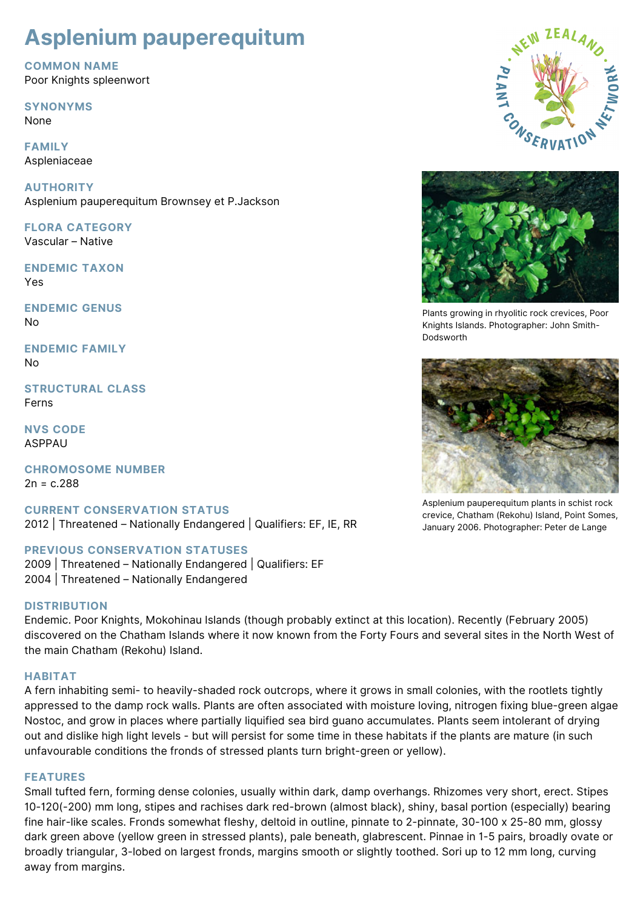# Asplenium pauperequitum

## COMMON NAME
Poor Knights spleenwort

## SYNONYMS
None

## FAMILY
Aspleniaceae

## AUTHORITY
Asplenium pauperequitum Brownsey et P.Jackson

## FLORA CATEGORY
Vascular – Native

## ENDEMIC TAXON
Yes

## ENDEMIC GENUS
No

## ENDEMIC FAMILY
No

## STRUCTURAL CLASS
Ferns

## NVS CODE
ASPPAU

## CHROMOSOME NUMBER
2n = c.288

## CURRENT CONSERVATION STATUS
2012 | Threatened – Nationally Endangered | Qualifiers: EF, IE, RR

## PREVIOUS CONSERVATION STATUSES
2009 | Threatened – Nationally Endangered | Qualifiers: EF
2004 | Threatened – Nationally Endangered

Plants growing in rhyolitic rock crevices, Poor Knights Islands. Photographer: John Smith-Dodsworth

Asplenium pauperequitum plants in schist rock crevice, Chatham (Rekohu) Island, Point Somes, January 2006. Photographer: Peter de Lange

## DISTRIBUTION
Endemic. Poor Knights, Mokohinau Islands (though probably extinct at this location). Recently (February 2005) discovered on the Chatham Islands where it now known from the Forty Fours and several sites in the North West of the main Chatham (Rekohu) Island.

## HABITAT
A fern inhabiting semi- to heavily-shaded rock outcrops, where it grows in small colonies, with the rootlets tightly appressed to the damp rock walls. Plants are often associated with moisture loving, nitrogen fixing blue-green algae Nostoc, and grow in places where partially liquified sea bird guano accumulates. Plants seem intolerant of drying out and dislike high light levels - but will persist for some time in these habitats if the plants are mature (in such unfavourable conditions the fronds of stressed plants turn bright-green or yellow).

## FEATURES
Small tufted fern, forming dense colonies, usually within dark, damp overhangs. Rhizomes very short, erect. Stipes 10-120(-200) mm long, stipes and rachises dark red-brown (almost black), shiny, basal portion (especially) bearing fine hair-like scales. Fronds somewhat fleshy, deltoid in outline, pinnate to 2-pinnate, 30-100 x 25-80 mm, glossy dark green above (yellow green in stressed plants), pale beneath, glabrescent. Pinnae in 1-5 pairs, broadly ovate or broadly triangular, 3-lobed on largest fronds, margins smooth or slightly toothed. Sori up to 12 mm long, curving away from margins.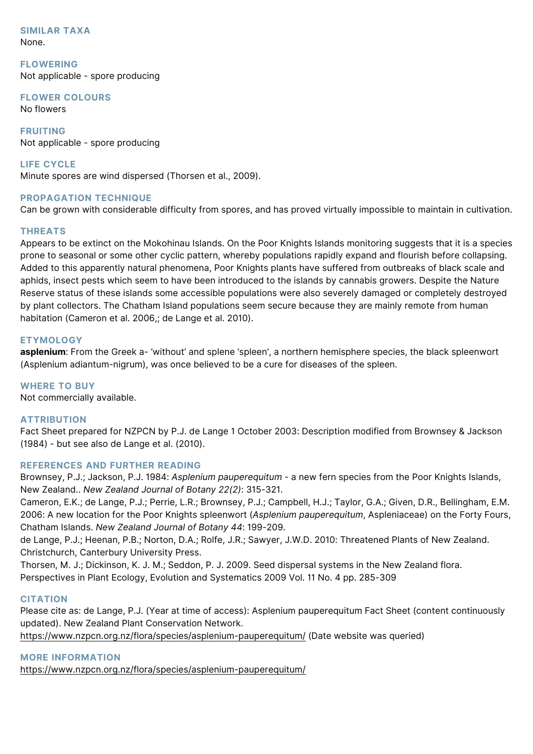## SIMILAR TAXA

None.

## FLOWERING

Not applicable - spore producing

## FLOWER COLOURS

No flowers

## FRUITING

Not applicable - spore producing

## LIFE CYCLE

Minute spores are wind dispersed (Thorsen et al., 2009).

## PROPAGATION TECHNIQUE

Can be grown with considerable difficulty from spores, and has proved virtually impossible to maintain in cultivation.

## THREATS

Appears to be extinct on the Mokohinau Islands. On the Poor Knights Islands monitoring suggests that it is a species prone to seasonal or some other cyclic pattern, whereby populations rapidly expand and flourish before collapsing. Added to this apparently natural phenomena, Poor Knights plants have suffered from outbreaks of black scale and aphids, insect pests which seem to have been introduced to the islands by cannabis growers. Despite the Nature Reserve status of these islands some accessible populations were also severely damaged or completely destroyed by plant collectors. The Chatham Island populations seem secure because they are mainly remote from human habitation (Cameron et al. 2006,; de Lange et al. 2010).

## ETYMOLOGY

**asplenium**: From the Greek a- 'without' and splene 'spleen', a northern hemisphere species, the black spleenwort (Asplenium adiantum-nigrum), was once believed to be a cure for diseases of the spleen.

## WHERE TO BUY

Not commercially available.

## ATTRIBUTION

Fact Sheet prepared for NZPCN by P.J. de Lange 1 October 2003: Description modified from Brownsey & Jackson (1984) - but see also de Lange et al. (2010).

## REFERENCES AND FURTHER READING

Brownsey, P.J.; Jackson, P.J. 1984: *Asplenium pauperequitum* - a new fern species from the Poor Knights Islands, New Zealand.. *New Zealand Journal of Botany 22(2)*: 315-321.

Cameron, E.K.; de Lange, P.J.; Perrie, L.R.; Brownsey, P.J.; Campbell, H.J.; Taylor, G.A.; Given, D.R., Bellingham, E.M. 2006: A new location for the Poor Knights spleenwort (*Asplenium pauperequitum*, Aspleniaceae) on the Forty Fours, Chatham Islands. *New Zealand Journal of Botany 44*: 199-209.

de Lange, P.J.; Heenan, P.B.; Norton, D.A.; Rolfe, J.R.; Sawyer, J.W.D. 2010: Threatened Plants of New Zealand. Christchurch, Canterbury University Press.

Thorsen, M. J.; Dickinson, K. J. M.; Seddon, P. J. 2009. Seed dispersal systems in the New Zealand flora. Perspectives in Plant Ecology, Evolution and Systematics 2009 Vol. 11 No. 4 pp. 285-309

## CITATION

Please cite as: de Lange, P.J. (Year at time of access): Asplenium pauperequitum Fact Sheet (content continuously updated). New Zealand Plant Conservation Network. https://www.nzpcn.org.nz/flora/species/asplenium-pauperequitum/ (Date website was queried)

## MORE INFORMATION

https://www.nzpcn.org.nz/flora/species/asplenium-pauperequitum/